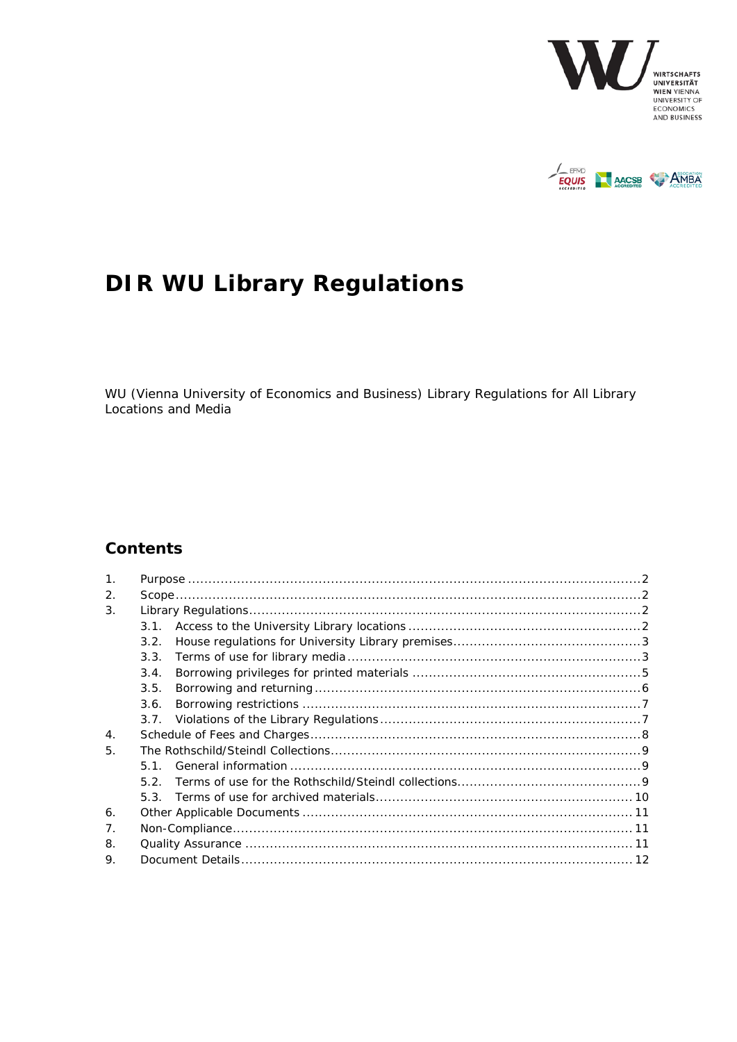# DIR WU Library Regulations

WU (Vienna University of Economics and Business) Library Regulations for All Library Locations and Media

## Contents

1. Purpose .......... 2
2. Scope .......... 2
3. Library Regulations .......... 2
   - 3.1. Access to the University Library locations .......... 2
   - 3.2. House regulations for University Library premises .......... 3
   - 3.3. Terms of use for library media .......... 3
   - 3.4. Borrowing privileges for printed materials .......... 5
   - 3.5. Borrowing and returning .......... 6
   - 3.6. Borrowing restrictions .......... 7
   - 3.7. Violations of the Library Regulations .......... 7
4. Schedule of Fees and Charges .......... 8
5. The Rothschild/Steindl Collections .......... 9
   - 5.1. General information .......... 9
   - 5.2. Terms of use for the Rothschild/Steindl collections .......... 9
   - 5.3. Terms of use for archived materials .......... 10
6. Other Applicable Documents .......... 11
7. Non-Compliance .......... 11
8. Quality Assurance .......... 11
9. Document Details .......... 12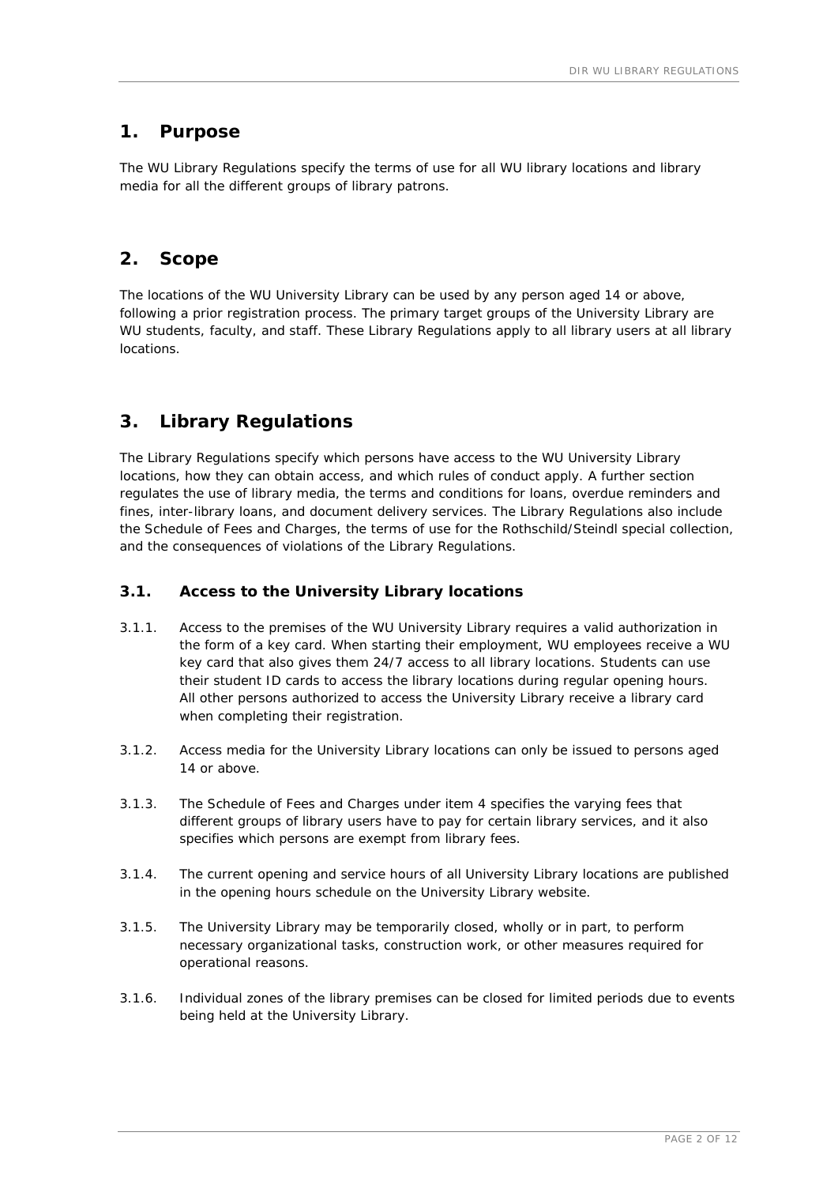## 1. Purpose

The WU Library Regulations specify the terms of use for all WU library locations and library media for all the different groups of library patrons.

## 2. Scope

The locations of the WU University Library can be used by any person aged 14 or above, following a prior registration process. The primary target groups of the University Library are WU students, faculty, and staff. These Library Regulations apply to all library users at all library locations.

## 3. Library Regulations

The Library Regulations specify which persons have access to the WU University Library locations, how they can obtain access, and which rules of conduct apply. A further section regulates the use of library media, the terms and conditions for loans, overdue reminders and fines, inter-library loans, and document delivery services. The Library Regulations also include the Schedule of Fees and Charges, the terms of use for the Rothschild/Steindl special collection, and the consequences of violations of the Library Regulations.

### 3.1. Access to the University Library locations

3.1.1. Access to the premises of the WU University Library requires a valid authorization in the form of a key card. When starting their employment, WU employees receive a WU key card that also gives them 24/7 access to all library locations. Students can use their student ID cards to access the library locations during regular opening hours. All other persons authorized to access the University Library receive a library card when completing their registration.

3.1.2. Access media for the University Library locations can only be issued to persons aged 14 or above.

3.1.3. The Schedule of Fees and Charges under item 4 specifies the varying fees that different groups of library users have to pay for certain library services, and it also specifies which persons are exempt from library fees.

3.1.4. The current opening and service hours of all University Library locations are published in the opening hours schedule on the University Library website.

3.1.5. The University Library may be temporarily closed, wholly or in part, to perform necessary organizational tasks, construction work, or other measures required for operational reasons.

3.1.6. Individual zones of the library premises can be closed for limited periods due to events being held at the University Library.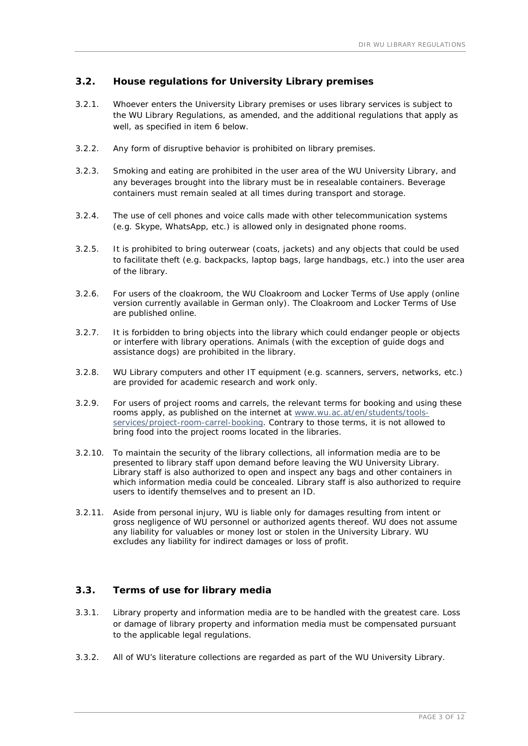## 3.2. House regulations for University Library premises

3.2.1. Whoever enters the University Library premises or uses library services is subject to the WU Library Regulations, as amended, and the additional regulations that apply as well, as specified in item 6 below.

3.2.2. Any form of disruptive behavior is prohibited on library premises.

3.2.3. Smoking and eating are prohibited in the user area of the WU University Library, and any beverages brought into the library must be in resealable containers. Beverage containers must remain sealed at all times during transport and storage.

3.2.4. The use of cell phones and voice calls made with other telecommunication systems (e.g. Skype, WhatsApp, etc.) is allowed only in designated phone rooms.

3.2.5. It is prohibited to bring outerwear (coats, jackets) and any objects that could be used to facilitate theft (e.g. backpacks, laptop bags, large handbags, etc.) into the user area of the library.

3.2.6. For users of the cloakroom, the WU Cloakroom and Locker Terms of Use apply (online version currently available in German only). The Cloakroom and Locker Terms of Use are published online.

3.2.7. It is forbidden to bring objects into the library which could endanger people or objects or interfere with library operations. Animals (with the exception of guide dogs and assistance dogs) are prohibited in the library.

3.2.8. WU Library computers and other IT equipment (e.g. scanners, servers, networks, etc.) are provided for academic research and work only.

3.2.9. For users of project rooms and carrels, the relevant terms for booking and using these rooms apply, as published on the internet at [www.wu.ac.at/en/students/tools-services/project-room-carrel-booking](www.wu.ac.at/en/students/tools-services/project-room-carrel-booking). Contrary to those terms, it is not allowed to bring food into the project rooms located in the libraries.

3.2.10. To maintain the security of the library collections, all information media are to be presented to library staff upon demand before leaving the WU University Library. Library staff is also authorized to open and inspect any bags and other containers in which information media could be concealed. Library staff is also authorized to require users to identify themselves and to present an ID.

3.2.11. Aside from personal injury, WU is liable only for damages resulting from intent or gross negligence of WU personnel or authorized agents thereof. WU does not assume any liability for valuables or money lost or stolen in the University Library. WU excludes any liability for indirect damages or loss of profit.

## 3.3. Terms of use for library media

3.3.1. Library property and information media are to be handled with the greatest care. Loss or damage of library property and information media must be compensated pursuant to the applicable legal regulations.

3.3.2. All of WU's literature collections are regarded as part of the WU University Library.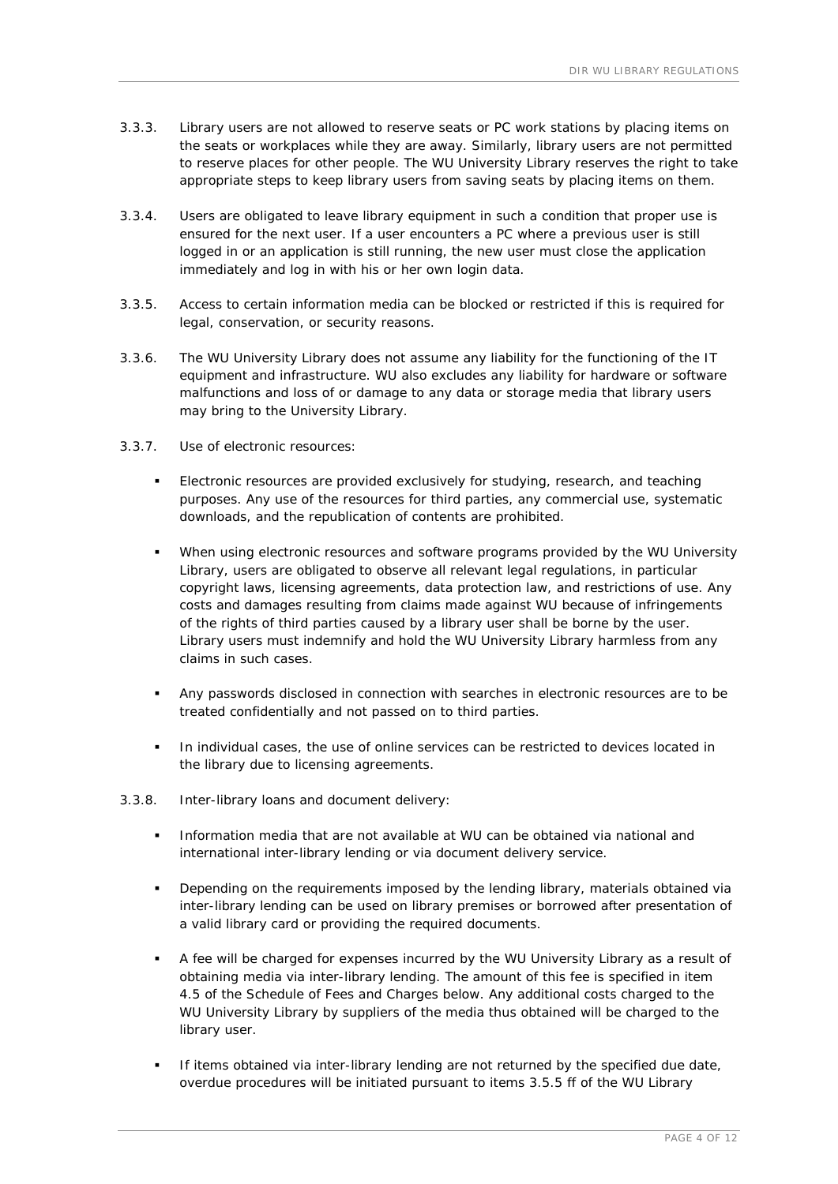3.3.3. Library users are not allowed to reserve seats or PC work stations by placing items on the seats or workplaces while they are away. Similarly, library users are not permitted to reserve places for other people. The WU University Library reserves the right to take appropriate steps to keep library users from saving seats by placing items on them.

3.3.4. Users are obligated to leave library equipment in such a condition that proper use is ensured for the next user. If a user encounters a PC where a previous user is still logged in or an application is still running, the new user must close the application immediately and log in with his or her own login data.

3.3.5. Access to certain information media can be blocked or restricted if this is required for legal, conservation, or security reasons.

3.3.6. The WU University Library does not assume any liability for the functioning of the IT equipment and infrastructure. WU also excludes any liability for hardware or software malfunctions and loss of or damage to any data or storage media that library users may bring to the University Library.

3.3.7. Use of electronic resources:

- Electronic resources are provided exclusively for studying, research, and teaching purposes. Any use of the resources for third parties, any commercial use, systematic downloads, and the republication of contents are prohibited.
- When using electronic resources and software programs provided by the WU University Library, users are obligated to observe all relevant legal regulations, in particular copyright laws, licensing agreements, data protection law, and restrictions of use. Any costs and damages resulting from claims made against WU because of infringements of the rights of third parties caused by a library user shall be borne by the user. Library users must indemnify and hold the WU University Library harmless from any claims in such cases.
- Any passwords disclosed in connection with searches in electronic resources are to be treated confidentially and not passed on to third parties.
- In individual cases, the use of online services can be restricted to devices located in the library due to licensing agreements.

3.3.8. Inter-library loans and document delivery:

- Information media that are not available at WU can be obtained via national and international inter-library lending or via document delivery service.
- Depending on the requirements imposed by the lending library, materials obtained via inter-library lending can be used on library premises or borrowed after presentation of a valid library card or providing the required documents.
- A fee will be charged for expenses incurred by the WU University Library as a result of obtaining media via inter-library lending. The amount of this fee is specified in item 4.5 of the Schedule of Fees and Charges below. Any additional costs charged to the WU University Library by suppliers of the media thus obtained will be charged to the library user.
- If items obtained via inter-library lending are not returned by the specified due date, overdue procedures will be initiated pursuant to items 3.5.5 ff of the WU Library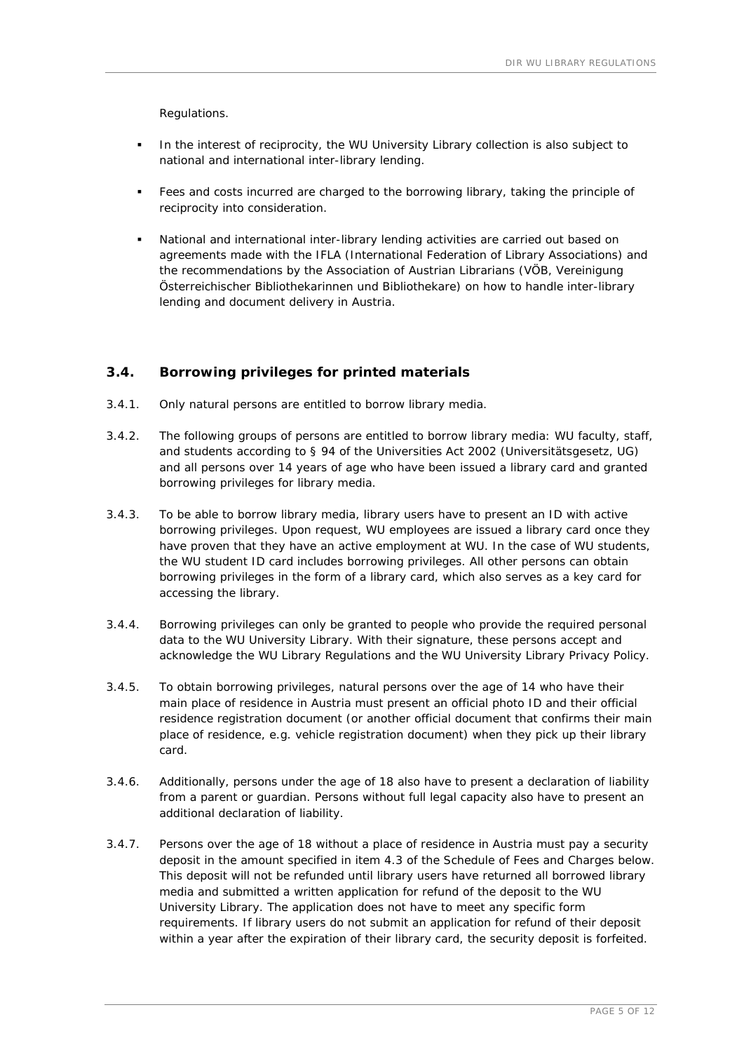Regulations.

- In the interest of reciprocity, the WU University Library collection is also subject to national and international inter-library lending.
- Fees and costs incurred are charged to the borrowing library, taking the principle of reciprocity into consideration.
- National and international inter-library lending activities are carried out based on agreements made with the IFLA (International Federation of Library Associations) and the recommendations by the Association of Austrian Librarians (VÖB, Vereinigung Österreichischer Bibliothekarinnen und Bibliothekare) on how to handle inter-library lending and document delivery in Austria.

### 3.4. Borrowing privileges for printed materials

3.4.1. Only natural persons are entitled to borrow library media.

3.4.2. The following groups of persons are entitled to borrow library media: WU faculty, staff, and students according to § 94 of the Universities Act 2002 (Universitätsgesetz, UG) and all persons over 14 years of age who have been issued a library card and granted borrowing privileges for library media.

3.4.3. To be able to borrow library media, library users have to present an ID with active borrowing privileges. Upon request, WU employees are issued a library card once they have proven that they have an active employment at WU. In the case of WU students, the WU student ID card includes borrowing privileges. All other persons can obtain borrowing privileges in the form of a library card, which also serves as a key card for accessing the library.

3.4.4. Borrowing privileges can only be granted to people who provide the required personal data to the WU University Library. With their signature, these persons accept and acknowledge the WU Library Regulations and the WU University Library Privacy Policy.

3.4.5. To obtain borrowing privileges, natural persons over the age of 14 who have their main place of residence in Austria must present an official photo ID and their official residence registration document (or another official document that confirms their main place of residence, e.g. vehicle registration document) when they pick up their library card.

3.4.6. Additionally, persons under the age of 18 also have to present a declaration of liability from a parent or guardian. Persons without full legal capacity also have to present an additional declaration of liability.

3.4.7. Persons over the age of 18 without a place of residence in Austria must pay a security deposit in the amount specified in item 4.3 of the Schedule of Fees and Charges below. This deposit will not be refunded until library users have returned all borrowed library media and submitted a written application for refund of the deposit to the WU University Library. The application does not have to meet any specific form requirements. If library users do not submit an application for refund of their deposit within a year after the expiration of their library card, the security deposit is forfeited.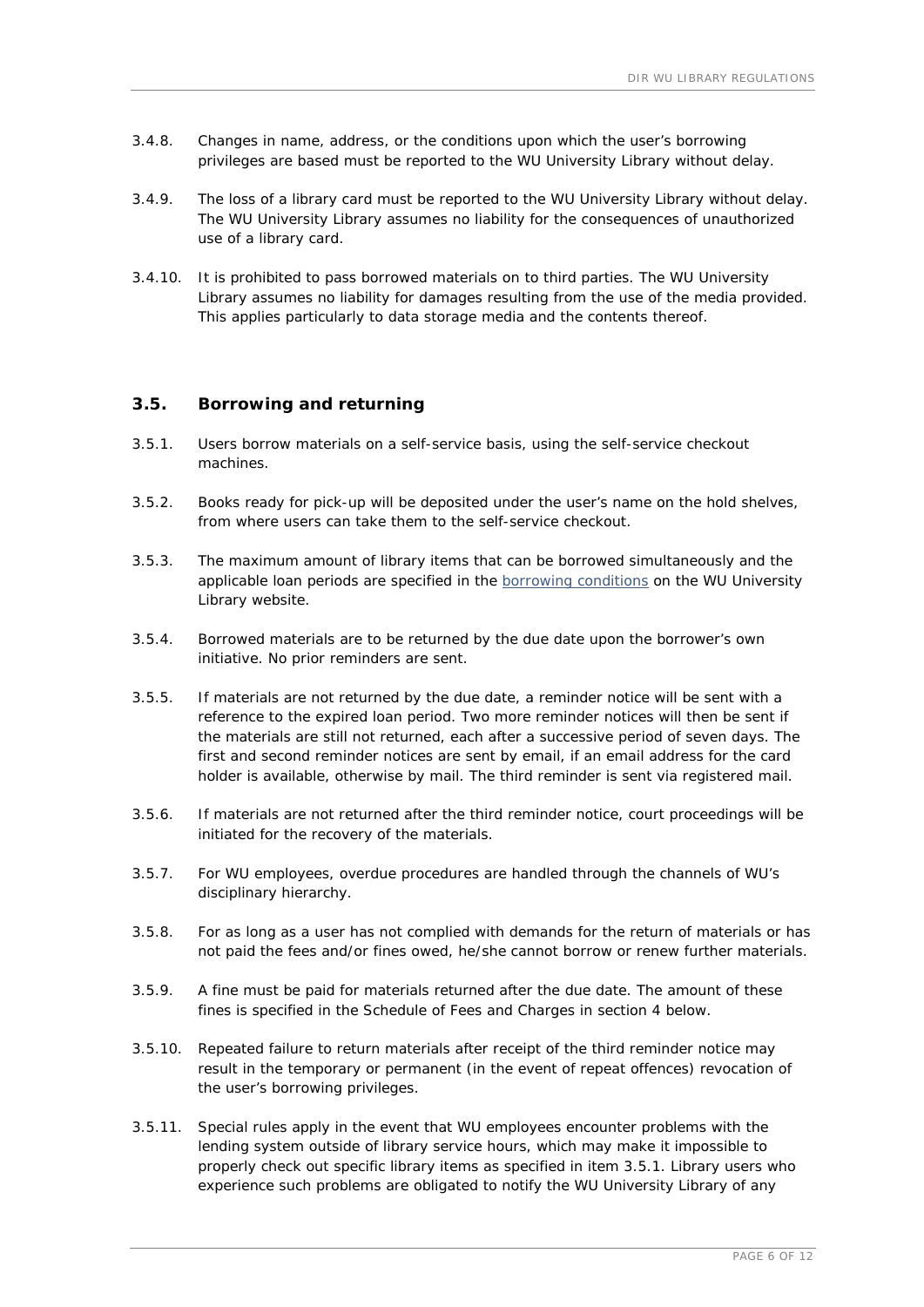3.4.8. Changes in name, address, or the conditions upon which the user's borrowing privileges are based must be reported to the WU University Library without delay.

3.4.9. The loss of a library card must be reported to the WU University Library without delay. The WU University Library assumes no liability for the consequences of unauthorized use of a library card.

3.4.10. It is prohibited to pass borrowed materials on to third parties. The WU University Library assumes no liability for damages resulting from the use of the media provided. This applies particularly to data storage media and the contents thereof.

### 3.5. Borrowing and returning

3.5.1. Users borrow materials on a self-service basis, using the self-service checkout machines.

3.5.2. Books ready for pick-up will be deposited under the user's name on the hold shelves, from where users can take them to the self-service checkout.

3.5.3. The maximum amount of library items that can be borrowed simultaneously and the applicable loan periods are specified in the borrowing conditions on the WU University Library website.

3.5.4. Borrowed materials are to be returned by the due date upon the borrower's own initiative. No prior reminders are sent.

3.5.5. If materials are not returned by the due date, a reminder notice will be sent with a reference to the expired loan period. Two more reminder notices will then be sent if the materials are still not returned, each after a successive period of seven days. The first and second reminder notices are sent by email, if an email address for the card holder is available, otherwise by mail. The third reminder is sent via registered mail.

3.5.6. If materials are not returned after the third reminder notice, court proceedings will be initiated for the recovery of the materials.

3.5.7. For WU employees, overdue procedures are handled through the channels of WU's disciplinary hierarchy.

3.5.8. For as long as a user has not complied with demands for the return of materials or has not paid the fees and/or fines owed, he/she cannot borrow or renew further materials.

3.5.9. A fine must be paid for materials returned after the due date. The amount of these fines is specified in the Schedule of Fees and Charges in section 4 below.

3.5.10. Repeated failure to return materials after receipt of the third reminder notice may result in the temporary or permanent (in the event of repeat offences) revocation of the user's borrowing privileges.

3.5.11. Special rules apply in the event that WU employees encounter problems with the lending system outside of library service hours, which may make it impossible to properly check out specific library items as specified in item 3.5.1. Library users who experience such problems are obligated to notify the WU University Library of any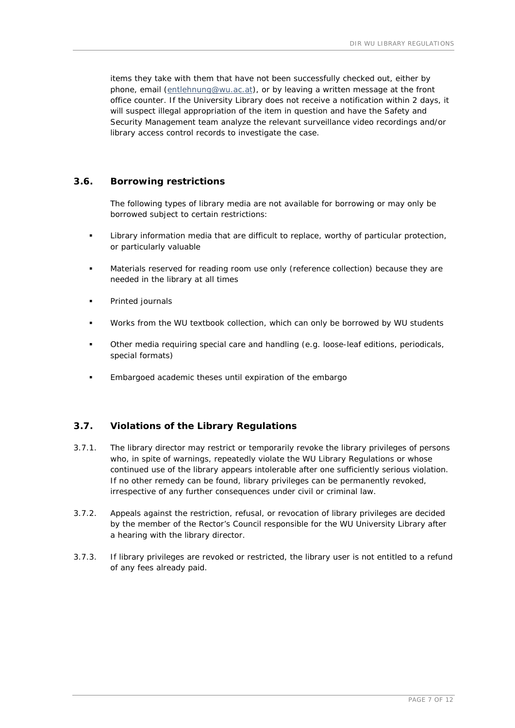items they take with them that have not been successfully checked out, either by phone, email (entlehnung@wu.ac.at), or by leaving a written message at the front office counter. If the University Library does not receive a notification within 2 days, it will suspect illegal appropriation of the item in question and have the Safety and Security Management team analyze the relevant surveillance video recordings and/or library access control records to investigate the case.

### 3.6. Borrowing restrictions

The following types of library media are not available for borrowing or may only be borrowed subject to certain restrictions:

- Library information media that are difficult to replace, worthy of particular protection, or particularly valuable
- Materials reserved for reading room use only (reference collection) because they are needed in the library at all times
- Printed journals
- Works from the WU textbook collection, which can only be borrowed by WU students
- Other media requiring special care and handling (e.g. loose-leaf editions, periodicals, special formats)
- Embargoed academic theses until expiration of the embargo

### 3.7. Violations of the Library Regulations

3.7.1. The library director may restrict or temporarily revoke the library privileges of persons who, in spite of warnings, repeatedly violate the WU Library Regulations or whose continued use of the library appears intolerable after one sufficiently serious violation. If no other remedy can be found, library privileges can be permanently revoked, irrespective of any further consequences under civil or criminal law.

3.7.2. Appeals against the restriction, refusal, or revocation of library privileges are decided by the member of the Rector's Council responsible for the WU University Library after a hearing with the library director.

3.7.3. If library privileges are revoked or restricted, the library user is not entitled to a refund of any fees already paid.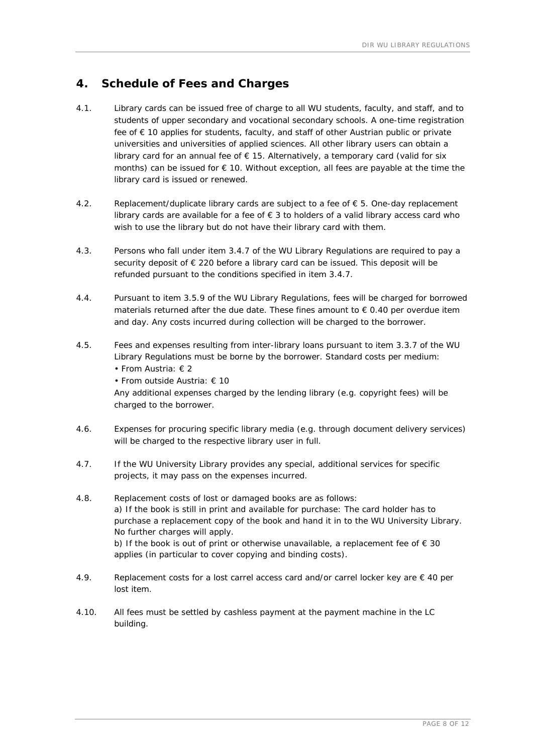## 4. Schedule of Fees and Charges

4.1. Library cards can be issued free of charge to all WU students, faculty, and staff, and to students of upper secondary and vocational secondary schools. A one-time registration fee of € 10 applies for students, faculty, and staff of other Austrian public or private universities and universities of applied sciences. All other library users can obtain a library card for an annual fee of € 15. Alternatively, a temporary card (valid for six months) can be issued for € 10. Without exception, all fees are payable at the time the library card is issued or renewed.

4.2. Replacement/duplicate library cards are subject to a fee of € 5. One-day replacement library cards are available for a fee of € 3 to holders of a valid library access card who wish to use the library but do not have their library card with them.

4.3. Persons who fall under item 3.4.7 of the WU Library Regulations are required to pay a security deposit of € 220 before a library card can be issued. This deposit will be refunded pursuant to the conditions specified in item 3.4.7.

4.4. Pursuant to item 3.5.9 of the WU Library Regulations, fees will be charged for borrowed materials returned after the due date. These fines amount to € 0.40 per overdue item and day. Any costs incurred during collection will be charged to the borrower.

4.5. Fees and expenses resulting from inter-library loans pursuant to item 3.3.7 of the WU Library Regulations must be borne by the borrower. Standard costs per medium:
• From Austria: € 2
• From outside Austria: € 10
Any additional expenses charged by the lending library (e.g. copyright fees) will be charged to the borrower.

4.6. Expenses for procuring specific library media (e.g. through document delivery services) will be charged to the respective library user in full.

4.7. If the WU University Library provides any special, additional services for specific projects, it may pass on the expenses incurred.

4.8. Replacement costs of lost or damaged books are as follows:
a) If the book is still in print and available for purchase: The card holder has to purchase a replacement copy of the book and hand it in to the WU University Library. No further charges will apply.
b) If the book is out of print or otherwise unavailable, a replacement fee of € 30 applies (in particular to cover copying and binding costs).

4.9. Replacement costs for a lost carrel access card and/or carrel locker key are € 40 per lost item.

4.10. All fees must be settled by cashless payment at the payment machine in the LC building.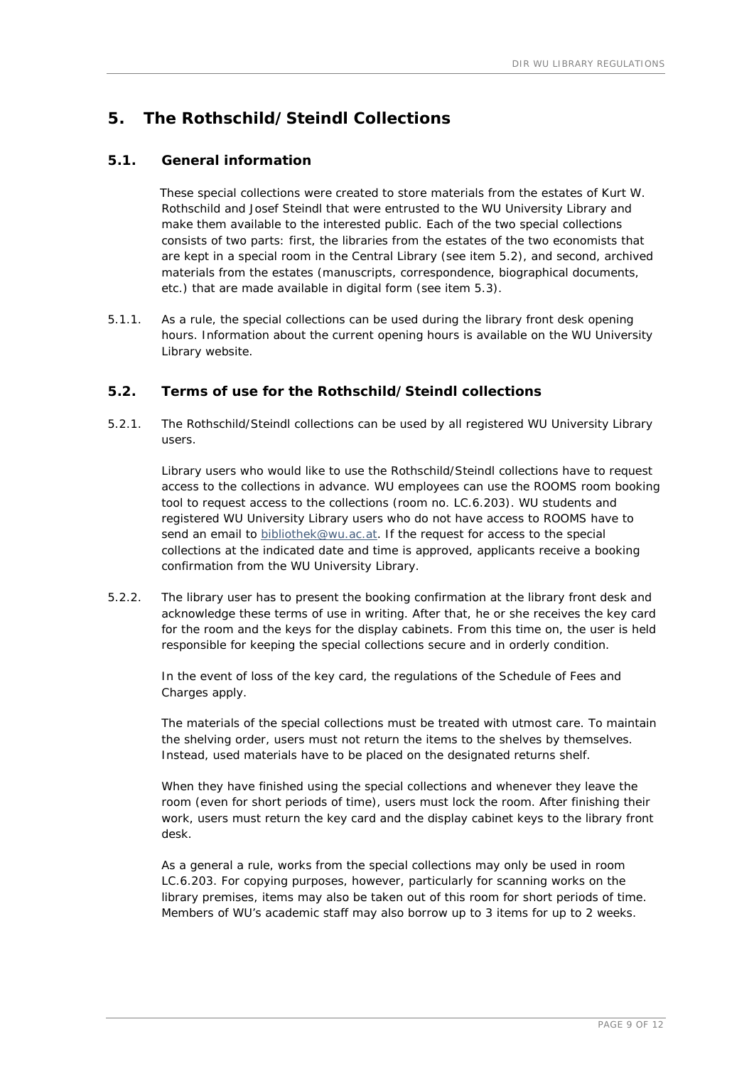# 5. The Rothschild/Steindl Collections

## 5.1. General information

These special collections were created to store materials from the estates of Kurt W. Rothschild and Josef Steindl that were entrusted to the WU University Library and make them available to the interested public. Each of the two special collections consists of two parts: first, the libraries from the estates of the two economists that are kept in a special room in the Central Library (see item 5.2), and second, archived materials from the estates (manuscripts, correspondence, biographical documents, etc.) that are made available in digital form (see item 5.3).

5.1.1. As a rule, the special collections can be used during the library front desk opening hours. Information about the current opening hours is available on the WU University Library website.

## 5.2. Terms of use for the Rothschild/Steindl collections

5.2.1. The Rothschild/Steindl collections can be used by all registered WU University Library users.

Library users who would like to use the Rothschild/Steindl collections have to request access to the collections in advance. WU employees can use the ROOMS room booking tool to request access to the collections (room no. LC.6.203). WU students and registered WU University Library users who do not have access to ROOMS have to send an email to bibliothek@wu.ac.at. If the request for access to the special collections at the indicated date and time is approved, applicants receive a booking confirmation from the WU University Library.

5.2.2. The library user has to present the booking confirmation at the library front desk and acknowledge these terms of use in writing. After that, he or she receives the key card for the room and the keys for the display cabinets. From this time on, the user is held responsible for keeping the special collections secure and in orderly condition.

In the event of loss of the key card, the regulations of the Schedule of Fees and Charges apply.

The materials of the special collections must be treated with utmost care. To maintain the shelving order, users must not return the items to the shelves by themselves. Instead, used materials have to be placed on the designated returns shelf.

When they have finished using the special collections and whenever they leave the room (even for short periods of time), users must lock the room. After finishing their work, users must return the key card and the display cabinet keys to the library front desk.

As a general a rule, works from the special collections may only be used in room LC.6.203. For copying purposes, however, particularly for scanning works on the library premises, items may also be taken out of this room for short periods of time. Members of WU's academic staff may also borrow up to 3 items for up to 2 weeks.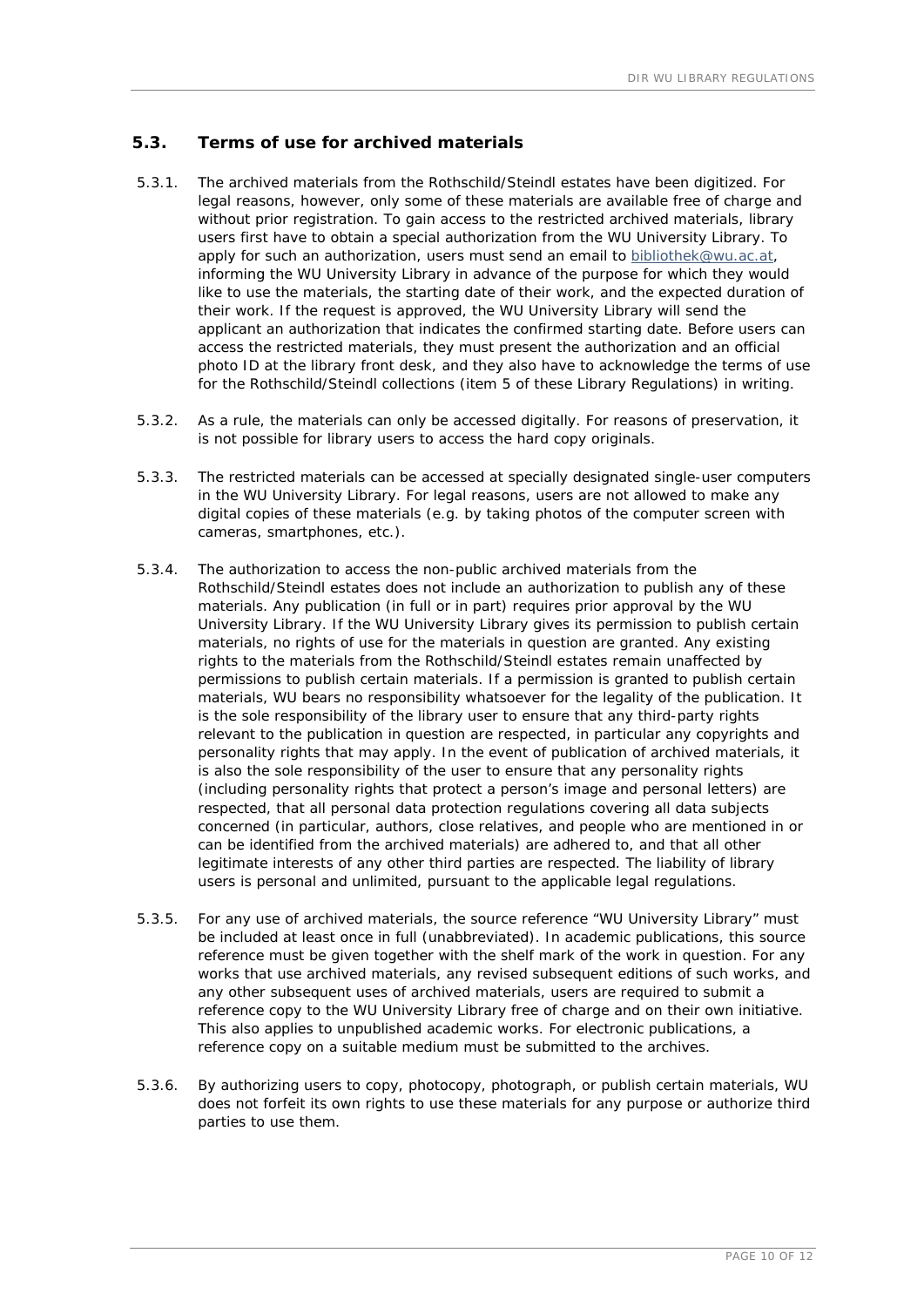## 5.3. Terms of use for archived materials

5.3.1. The archived materials from the Rothschild/Steindl estates have been digitized. For legal reasons, however, only some of these materials are available free of charge and without prior registration. To gain access to the restricted archived materials, library users first have to obtain a special authorization from the WU University Library. To apply for such an authorization, users must send an email to bibliothek@wu.ac.at, informing the WU University Library in advance of the purpose for which they would like to use the materials, the starting date of their work, and the expected duration of their work. If the request is approved, the WU University Library will send the applicant an authorization that indicates the confirmed starting date. Before users can access the restricted materials, they must present the authorization and an official photo ID at the library front desk, and they also have to acknowledge the terms of use for the Rothschild/Steindl collections (item 5 of these Library Regulations) in writing.

5.3.2. As a rule, the materials can only be accessed digitally. For reasons of preservation, it is not possible for library users to access the hard copy originals.

5.3.3. The restricted materials can be accessed at specially designated single-user computers in the WU University Library. For legal reasons, users are not allowed to make any digital copies of these materials (e.g. by taking photos of the computer screen with cameras, smartphones, etc.).

5.3.4. The authorization to access the non-public archived materials from the Rothschild/Steindl estates does not include an authorization to publish any of these materials. Any publication (in full or in part) requires prior approval by the WU University Library. If the WU University Library gives its permission to publish certain materials, no rights of use for the materials in question are granted. Any existing rights to the materials from the Rothschild/Steindl estates remain unaffected by permissions to publish certain materials. If a permission is granted to publish certain materials, WU bears no responsibility whatsoever for the legality of the publication. It is the sole responsibility of the library user to ensure that any third-party rights relevant to the publication in question are respected, in particular any copyrights and personality rights that may apply. In the event of publication of archived materials, it is also the sole responsibility of the user to ensure that any personality rights (including personality rights that protect a person's image and personal letters) are respected, that all personal data protection regulations covering all data subjects concerned (in particular, authors, close relatives, and people who are mentioned in or can be identified from the archived materials) are adhered to, and that all other legitimate interests of any other third parties are respected. The liability of library users is personal and unlimited, pursuant to the applicable legal regulations.

5.3.5. For any use of archived materials, the source reference "WU University Library" must be included at least once in full (unabbreviated). In academic publications, this source reference must be given together with the shelf mark of the work in question. For any works that use archived materials, any revised subsequent editions of such works, and any other subsequent uses of archived materials, users are required to submit a reference copy to the WU University Library free of charge and on their own initiative. This also applies to unpublished academic works. For electronic publications, a reference copy on a suitable medium must be submitted to the archives.

5.3.6. By authorizing users to copy, photocopy, photograph, or publish certain materials, WU does not forfeit its own rights to use these materials for any purpose or authorize third parties to use them.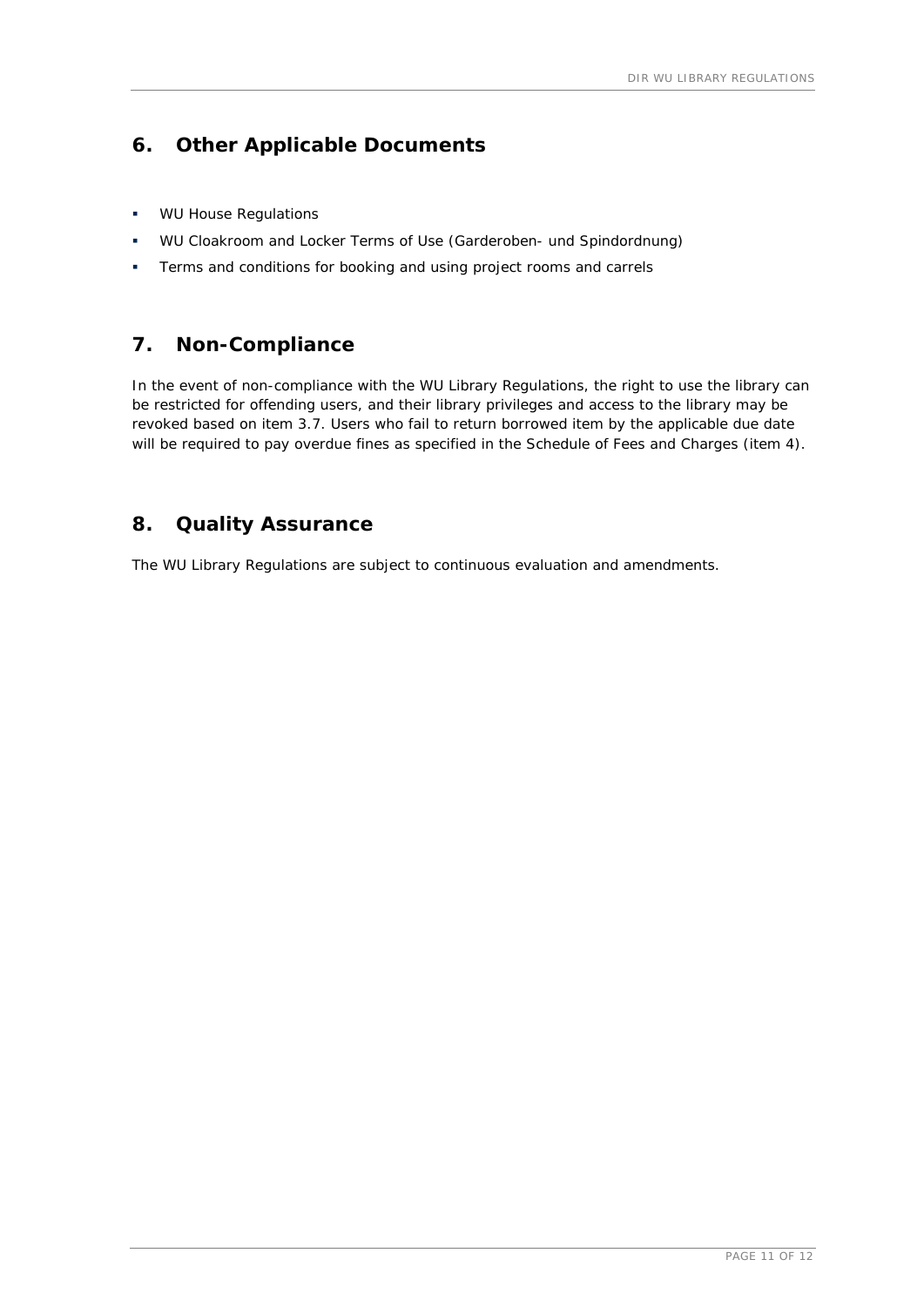## 6. Other Applicable Documents

- WU House Regulations
- WU Cloakroom and Locker Terms of Use (Garderoben- und Spindordnung)
- Terms and conditions for booking and using project rooms and carrels

## 7. Non-Compliance

In the event of non-compliance with the WU Library Regulations, the right to use the library can be restricted for offending users, and their library privileges and access to the library may be revoked based on item 3.7. Users who fail to return borrowed item by the applicable due date will be required to pay overdue fines as specified in the Schedule of Fees and Charges (item 4).

## 8. Quality Assurance

The WU Library Regulations are subject to continuous evaluation and amendments.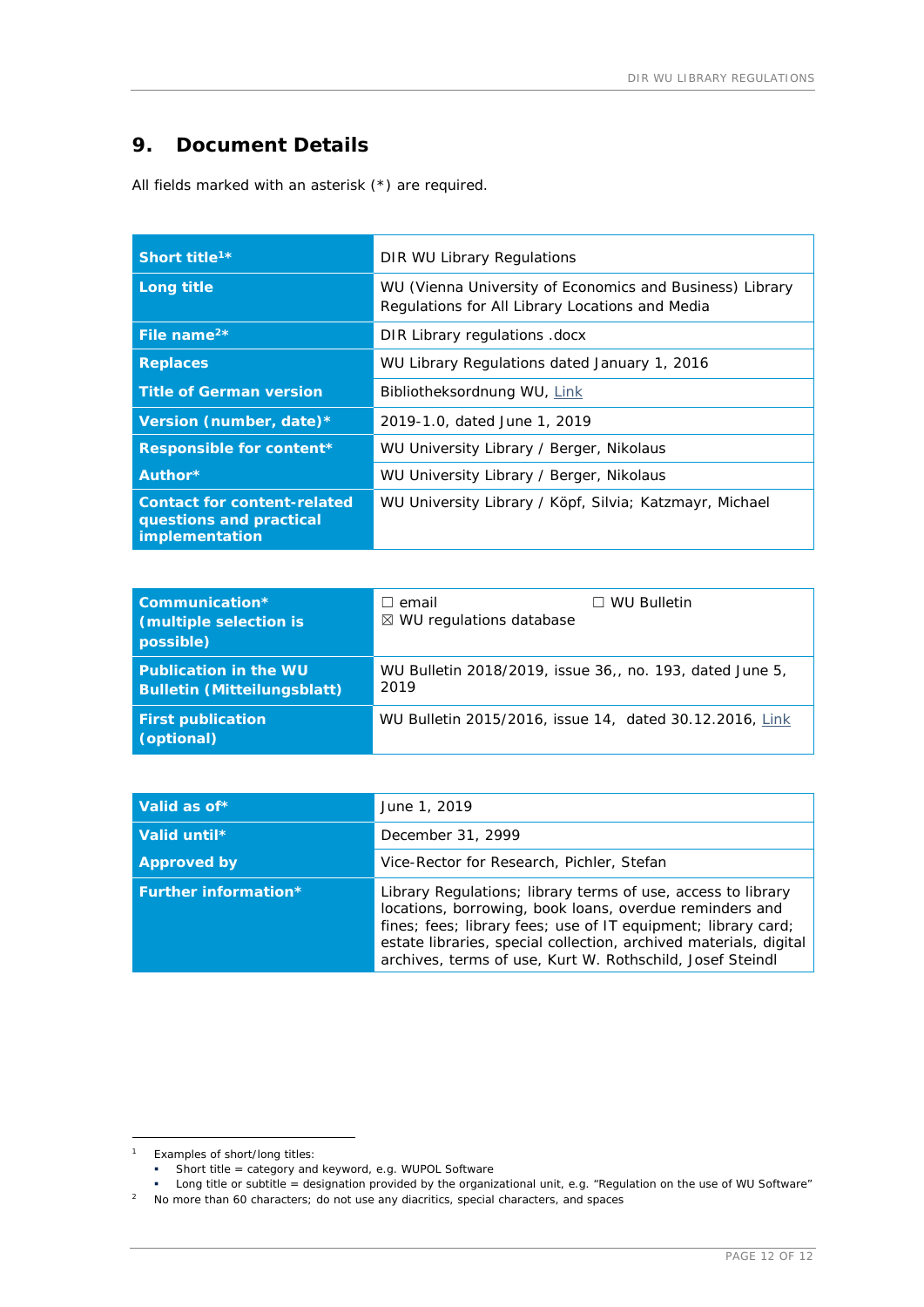## 9. Document Details

All fields marked with an asterisk (*) are required.

| | |
|---|---|
| **Short title[1]*** | DIR WU Library Regulations |
| **Long title** | WU (Vienna University of Economics and Business) Library Regulations for All Library Locations and Media |
| **File name[2]*** | DIR Library regulations .docx |
| **Replaces** | WU Library Regulations dated January 1, 2016 |
| **Title of German version** | Bibliotheksordnung WU, Link |
| **Version (number, date)*** | 2019-1.0, dated June 1, 2019 |
| **Responsible for content*** | WU University Library / Berger, Nikolaus |
| **Author*** | WU University Library / Berger, Nikolaus |
| **Contact for content-related questions and practical implementation** | WU University Library / Köpf, Silvia; Katzmayr, Michael |

| | |
|---|---|
| **Communication* (multiple selection is possible)** | ☐ email ☐ WU Bulletin ☒ WU regulations database |
| **Publication in the WU Bulletin (Mitteilungsblatt)** | WU Bulletin 2018/2019, issue 36,, no. 193, dated June 5, 2019 |
| **First publication (optional)** | WU Bulletin 2015/2016, issue 14, dated 30.12.2016, Link |

| | |
|---|---|
| **Valid as of*** | June 1, 2019 |
| **Valid until*** | December 31, 2999 |
| **Approved by** | Vice-Rector for Research, Pichler, Stefan |
| **Further information*** | Library Regulations; library terms of use, access to library locations, borrowing, book loans, overdue reminders and fines; fees; library fees; use of IT equipment; library card; estate libraries, special collection, archived materials, digital archives, terms of use, Kurt W. Rothschild, Josef Steindl |

---

[1] Examples of short/long titles:
- Short title = category and keyword, e.g. WUPOL Software
- Long title or subtitle = designation provided by the organizational unit, e.g. "Regulation on the use of WU Software"

[2] No more than 60 characters; do not use any diacritics, special characters, and spaces